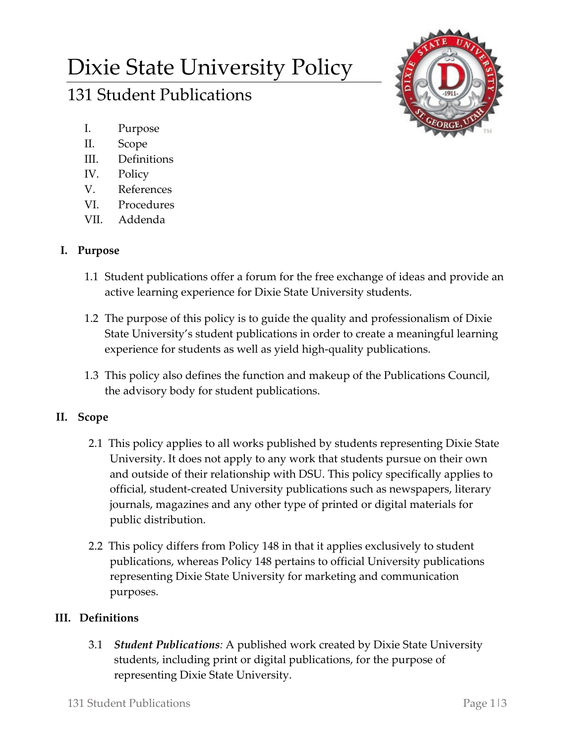# Dixie State University Policy

## 131 Student Publications

I. Purpose
II. Scope
III. Definitions
IV. Policy
V. References
VI. Procedures
VII. Addenda

### I. Purpose

1.1 Student publications offer a forum for the free exchange of ideas and provide an active learning experience for Dixie State University students.

1.2 The purpose of this policy is to guide the quality and professionalism of Dixie State University's student publications in order to create a meaningful learning experience for students as well as yield high-quality publications.

1.3 This policy also defines the function and makeup of the Publications Council, the advisory body for student publications.

### II. Scope

2.1 This policy applies to all works published by students representing Dixie State University. It does not apply to any work that students pursue on their own and outside of their relationship with DSU. This policy specifically applies to official, student-created University publications such as newspapers, literary journals, magazines and any other type of printed or digital materials for public distribution.

2.2 This policy differs from Policy 148 in that it applies exclusively to student publications, whereas Policy 148 pertains to official University publications representing Dixie State University for marketing and communication purposes.

### III. Definitions

3.1 ***Student Publications****:* A published work created by Dixie State University students, including print or digital publications, for the purpose of representing Dixie State University.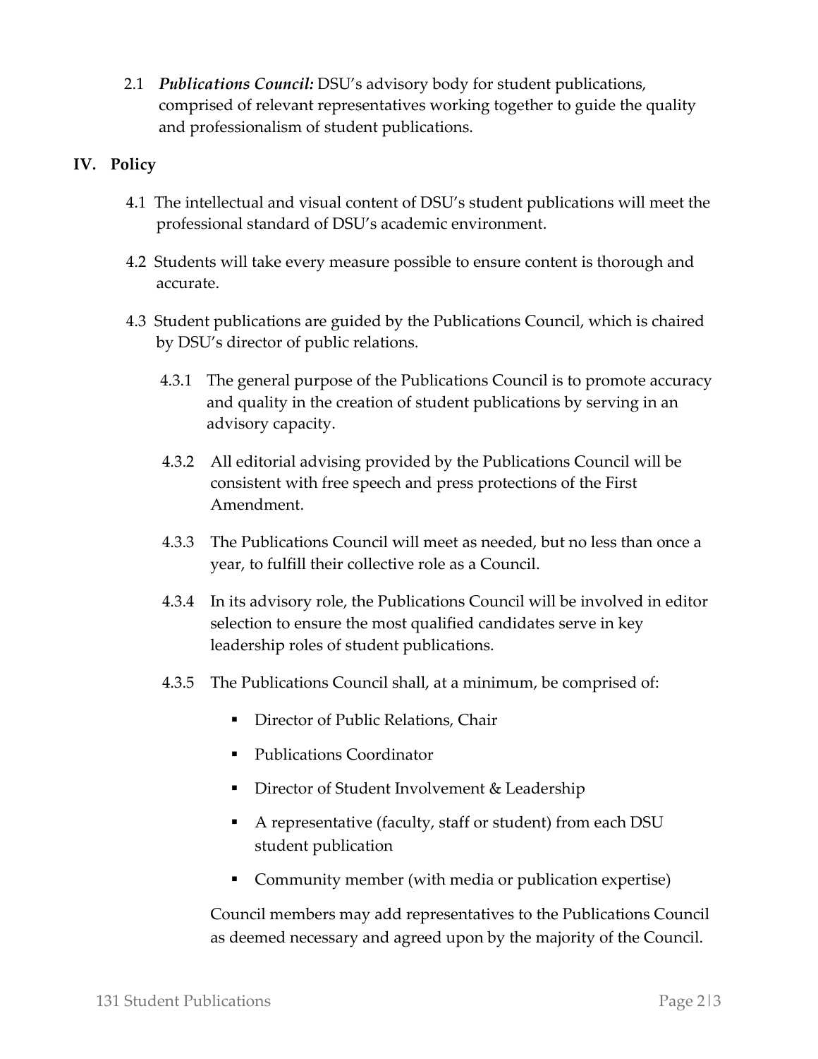2.1 ***Publications Council:*** DSU's advisory body for student publications, comprised of relevant representatives working together to guide the quality and professionalism of student publications.

## IV. Policy

4.1 The intellectual and visual content of DSU's student publications will meet the professional standard of DSU's academic environment.

4.2 Students will take every measure possible to ensure content is thorough and accurate.

4.3 Student publications are guided by the Publications Council, which is chaired by DSU's director of public relations.

4.3.1 The general purpose of the Publications Council is to promote accuracy and quality in the creation of student publications by serving in an advisory capacity.

4.3.2 All editorial advising provided by the Publications Council will be consistent with free speech and press protections of the First Amendment.

4.3.3 The Publications Council will meet as needed, but no less than once a year, to fulfill their collective role as a Council.

4.3.4 In its advisory role, the Publications Council will be involved in editor selection to ensure the most qualified candidates serve in key leadership roles of student publications.

4.3.5 The Publications Council shall, at a minimum, be comprised of:

- Director of Public Relations, Chair
- Publications Coordinator
- Director of Student Involvement & Leadership
- A representative (faculty, staff or student) from each DSU student publication
- Community member (with media or publication expertise)

Council members may add representatives to the Publications Council as deemed necessary and agreed upon by the majority of the Council.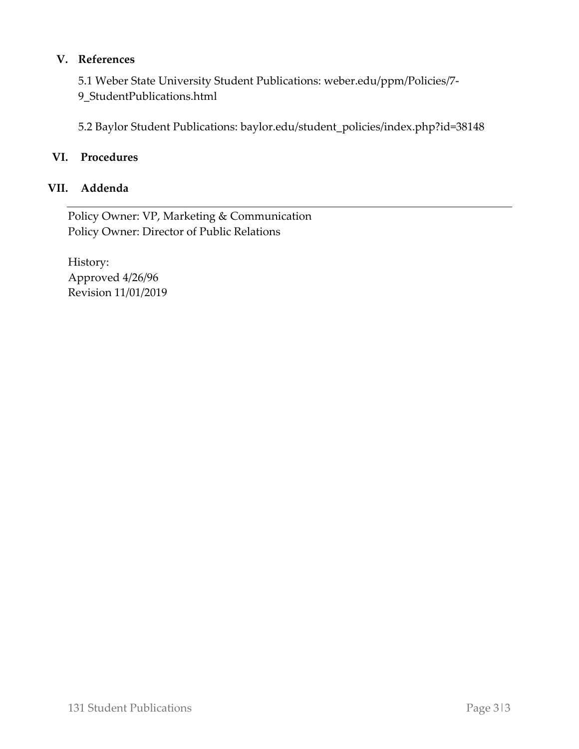## V. References

5.1 Weber State University Student Publications: weber.edu/ppm/Policies/7-9_StudentPublications.html

5.2 Baylor Student Publications: baylor.edu/student_policies/index.php?id=38148

## VI. Procedures

## VII. Addenda

---

Policy Owner: VP, Marketing & Communication
Policy Owner: Director of Public Relations

History:
Approved 4/26/96
Revision 11/01/2019